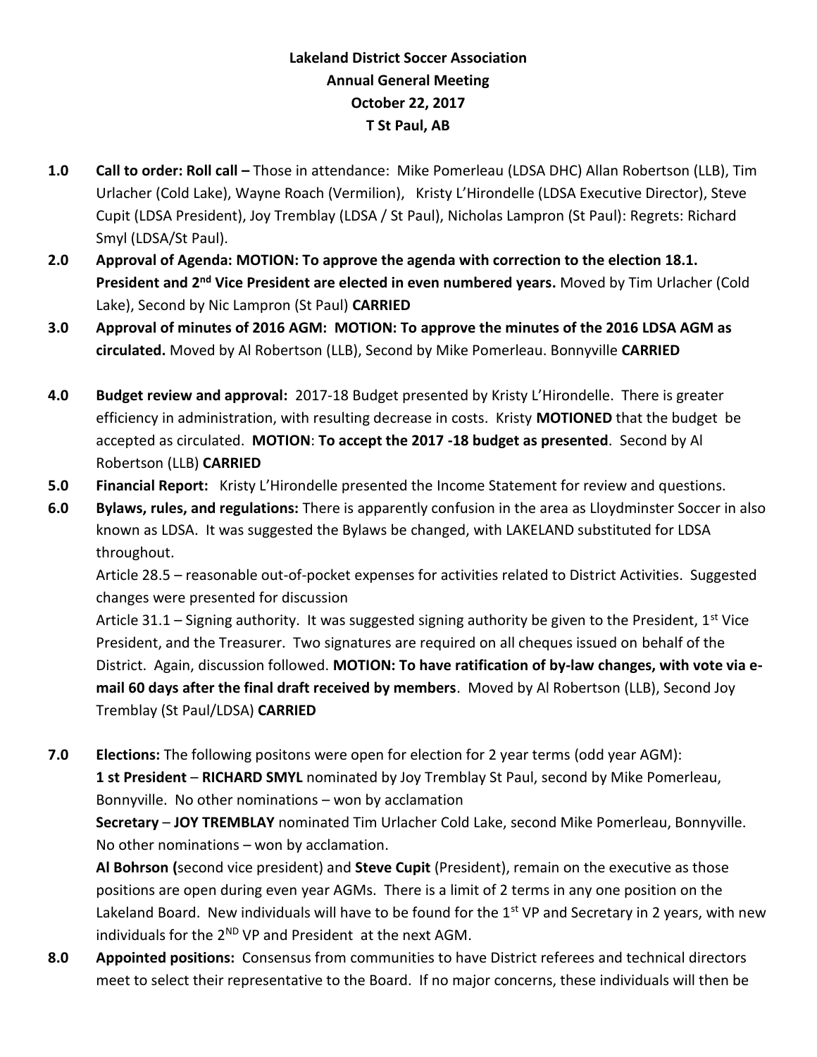**Lakeland District Soccer Association**
**Annual General Meeting**
**October 22, 2017**
**T St Paul, AB**

**1.0 Call to order: Roll call –** Those in attendance: Mike Pomerleau (LDSA DHC) Allan Robertson (LLB), Tim Urlacher (Cold Lake), Wayne Roach (Vermilion), Kristy L'Hirondelle (LDSA Executive Director), Steve Cupit (LDSA President), Joy Tremblay (LDSA / St Paul), Nicholas Lampron (St Paul): Regrets: Richard Smyl (LDSA/St Paul).

**2.0 Approval of Agenda: MOTION: To approve the agenda with correction to the election 18.1. President and 2nd Vice President are elected in even numbered years.** Moved by Tim Urlacher (Cold Lake), Second by Nic Lampron (St Paul) **CARRIED**

**3.0 Approval of minutes of 2016 AGM: MOTION: To approve the minutes of the 2016 LDSA AGM as circulated.** Moved by Al Robertson (LLB), Second by Mike Pomerleau. Bonnyville **CARRIED**

**4.0 Budget review and approval:** 2017-18 Budget presented by Kristy L'Hirondelle. There is greater efficiency in administration, with resulting decrease in costs. Kristy **MOTIONED** that the budget be accepted as circulated. **MOTION**: **To accept the 2017 -18 budget as presented**. Second by Al Robertson (LLB) **CARRIED**

**5.0 Financial Report:** Kristy L'Hirondelle presented the Income Statement for review and questions.

**6.0 Bylaws, rules, and regulations:** There is apparently confusion in the area as Lloydminster Soccer in also known as LDSA. It was suggested the Bylaws be changed, with LAKELAND substituted for LDSA throughout.

Article 28.5 – reasonable out-of-pocket expenses for activities related to District Activities. Suggested changes were presented for discussion

Article 31.1 – Signing authority. It was suggested signing authority be given to the President, 1st Vice President, and the Treasurer. Two signatures are required on all cheques issued on behalf of the District. Again, discussion followed. **MOTION: To have ratification of by-law changes, with vote via e-mail 60 days after the final draft received by members**. Moved by Al Robertson (LLB), Second Joy Tremblay (St Paul/LDSA) **CARRIED**

**7.0 Elections:** The following positons were open for election for 2 year terms (odd year AGM):

**1 st President** – **RICHARD SMYL** nominated by Joy Tremblay St Paul, second by Mike Pomerleau, Bonnyville. No other nominations – won by acclamation

**Secretary** – **JOY TREMBLAY** nominated Tim Urlacher Cold Lake, second Mike Pomerleau, Bonnyville. No other nominations – won by acclamation.

**Al Bohrson (**second vice president) and **Steve Cupit** (President), remain on the executive as those positions are open during even year AGMs. There is a limit of 2 terms in any one position on the Lakeland Board. New individuals will have to be found for the 1st VP and Secretary in 2 years, with new individuals for the 2ND VP and President at the next AGM.

**8.0 Appointed positions:** Consensus from communities to have District referees and technical directors meet to select their representative to the Board. If no major concerns, these individuals will then be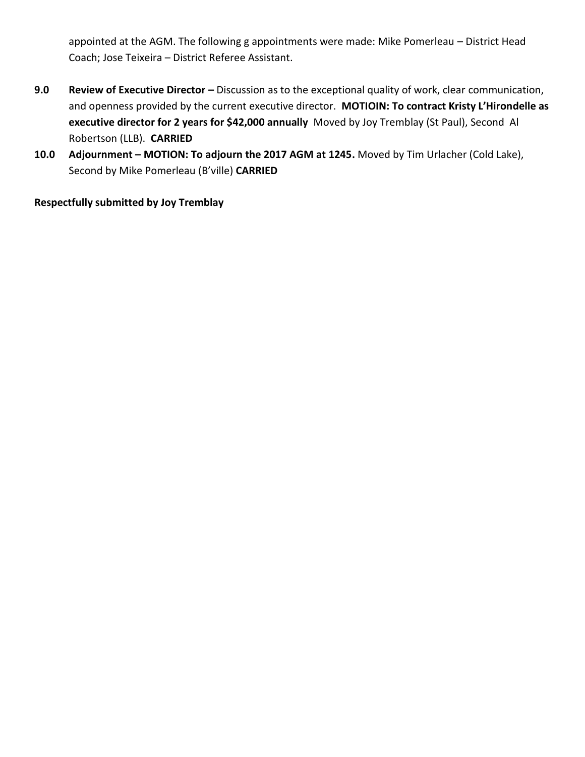appointed at the AGM. The following g appointments were made: Mike Pomerleau – District Head Coach; Jose Teixeira – District Referee Assistant.

**9.0** **Review of Executive Director –** Discussion as to the exceptional quality of work, clear communication, and openness provided by the current executive director. **MOTIOIN: To contract Kristy L'Hirondelle as executive director for 2 years for $42,000 annually** Moved by Joy Tremblay (St Paul), Second Al Robertson (LLB). **CARRIED**

**10.0** **Adjournment – MOTION: To adjourn the 2017 AGM at 1245.** Moved by Tim Urlacher (Cold Lake), Second by Mike Pomerleau (B'ville) **CARRIED**

**Respectfully submitted by Joy Tremblay**